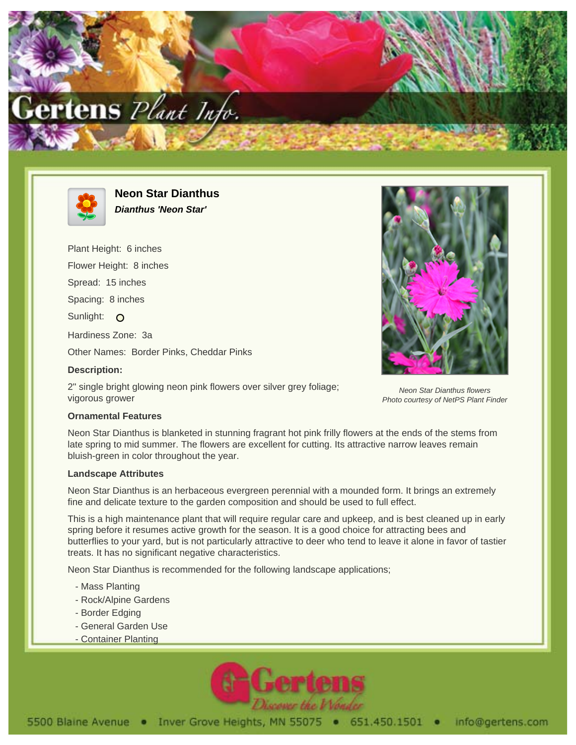# Neon Star Dianthus

***Dianthus 'Neon Star'***

Plant Height: 6 inches

Flower Height: 8 inches

Spread: 15 inches

Spacing: 8 inches

Sunlight: O

Hardiness Zone: 3a

Other Names: Border Pinks, Cheddar Pinks

**Description:**

2" single bright glowing neon pink flowers over silver grey foliage; vigorous grower

*Neon Star Dianthus flowers*
*Photo courtesy of NetPS Plant Finder*

**Ornamental Features**

Neon Star Dianthus is blanketed in stunning fragrant hot pink frilly flowers at the ends of the stems from late spring to mid summer. The flowers are excellent for cutting. Its attractive narrow leaves remain bluish-green in color throughout the year.

**Landscape Attributes**

Neon Star Dianthus is an herbaceous evergreen perennial with a mounded form. It brings an extremely fine and delicate texture to the garden composition and should be used to full effect.

This is a high maintenance plant that will require regular care and upkeep, and is best cleaned up in early spring before it resumes active growth for the season. It is a good choice for attracting bees and butterflies to your yard, but is not particularly attractive to deer who tend to leave it alone in favor of tastier treats. It has no significant negative characteristics.

Neon Star Dianthus is recommended for the following landscape applications;

- Mass Planting
- Rock/Alpine Gardens
- Border Edging
- General Garden Use
- Container Planting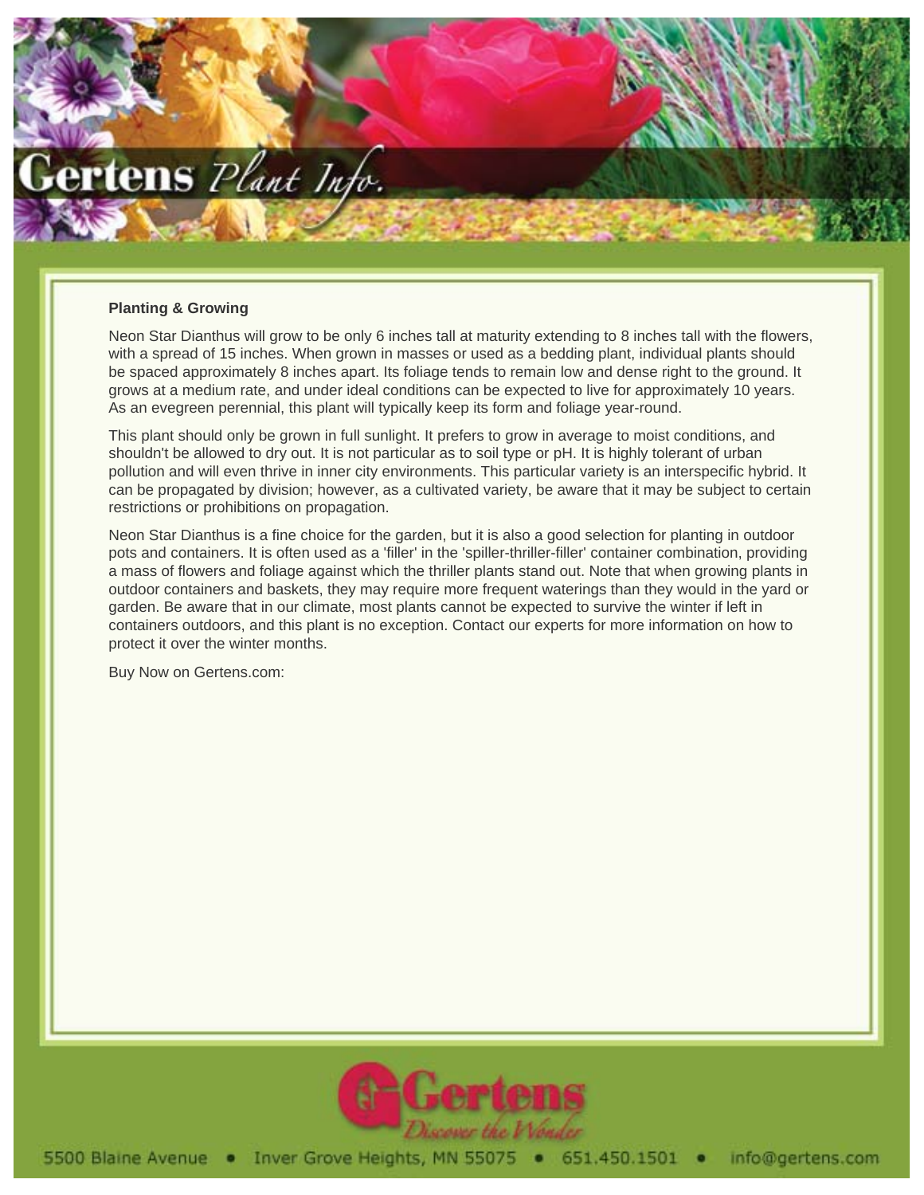### Planting & Growing

Neon Star Dianthus will grow to be only 6 inches tall at maturity extending to 8 inches tall with the flowers, with a spread of 15 inches. When grown in masses or used as a bedding plant, individual plants should be spaced approximately 8 inches apart. Its foliage tends to remain low and dense right to the ground. It grows at a medium rate, and under ideal conditions can be expected to live for approximately 10 years. As an evegreen perennial, this plant will typically keep its form and foliage year-round.

This plant should only be grown in full sunlight. It prefers to grow in average to moist conditions, and shouldn't be allowed to dry out. It is not particular as to soil type or pH. It is highly tolerant of urban pollution and will even thrive in inner city environments. This particular variety is an interspecific hybrid. It can be propagated by division; however, as a cultivated variety, be aware that it may be subject to certain restrictions or prohibitions on propagation.

Neon Star Dianthus is a fine choice for the garden, but it is also a good selection for planting in outdoor pots and containers. It is often used as a 'filler' in the 'spiller-thriller-filler' container combination, providing a mass of flowers and foliage against which the thriller plants stand out. Note that when growing plants in outdoor containers and baskets, they may require more frequent waterings than they would in the yard or garden. Be aware that in our climate, most plants cannot be expected to survive the winter if left in containers outdoors, and this plant is no exception. Contact our experts for more information on how to protect it over the winter months.

Buy Now on Gertens.com: